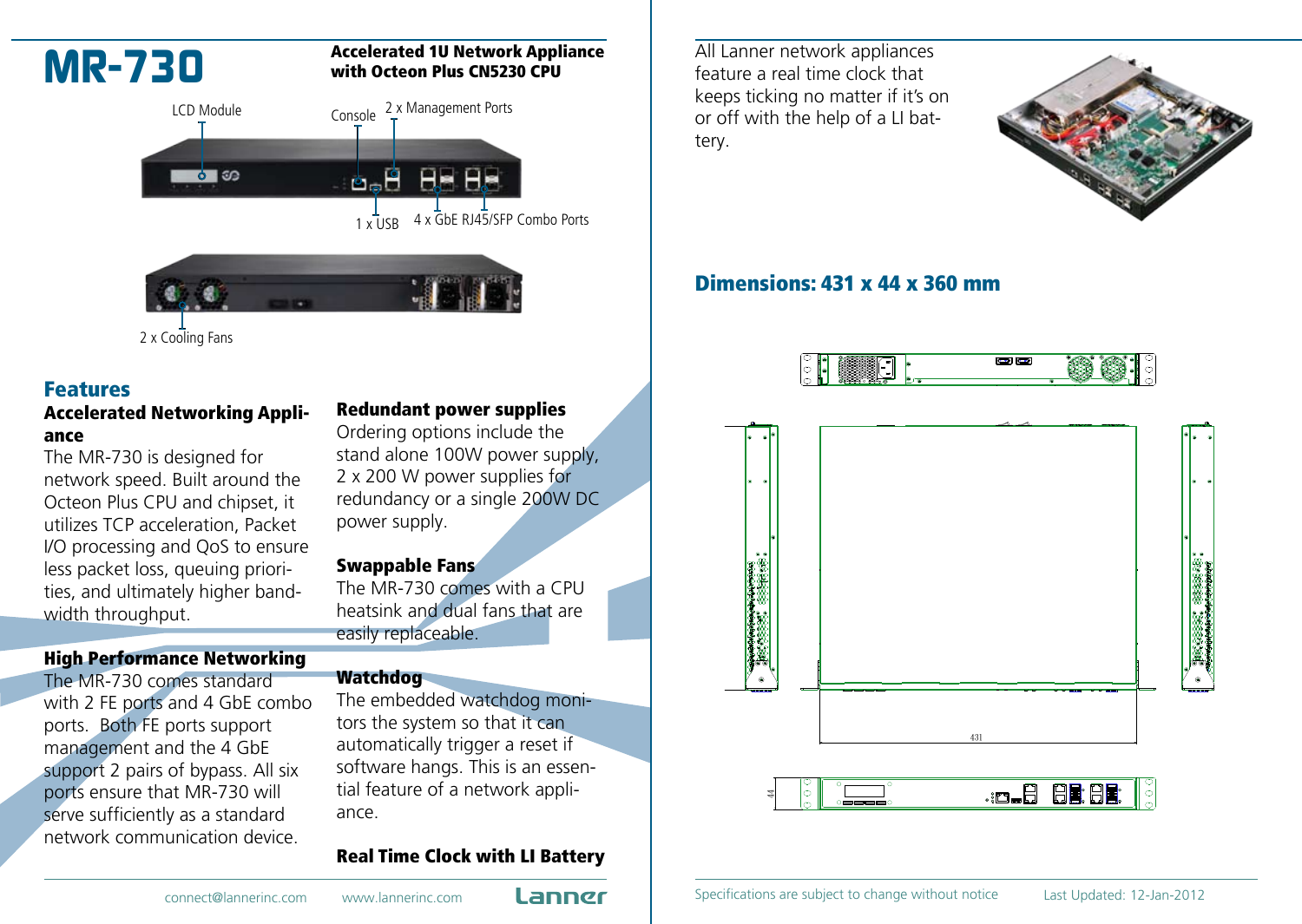# MR-730

**Accelerated 1U Network Appliance with Octeon Plus CN5230 CPU**

LCD Module

Console

2 x Management Ports

1 x USB

4 x GbE RJ45/SFP Combo Ports

2 x Cooling Fans

## Features

### Accelerated Networking Appliance

The MR-730 is designed for network speed. Built around the Octeon Plus CPU and chipset, it utilizes TCP acceleration, Packet I/O processing and QoS to ensure less packet loss, queuing priorities, and ultimately higher bandwidth throughput.

### High Performance Networking

The MR-730 comes standard with 2 FE ports and 4 GbE combo ports. Both FE ports support management and the 4 GbE support 2 pairs of bypass. All six ports ensure that MR-730 will serve sufficiently as a standard network communication device.

### Redundant power supplies

Ordering options include the stand alone 100W power supply, 2 x 200 W power supplies for redundancy or a single 200W DC power supply.

### Swappable Fans

The MR-730 comes with a CPU heatsink and dual fans that are easily replaceable.

### Watchdog

The embedded watchdog monitors the system so that it can automatically trigger a reset if software hangs. This is an essential feature of a network appliance.

### Real Time Clock with LI Battery

All Lanner network appliances feature a real time clock that keeps ticking no matter if it's on or off with the help of a LI battery.

## Dimensions: 431 x 44 x 360 mm

431

44

connect@lannerinc.com www.lannerinc.com Lanner

Specifications are subject to change without notice Last Updated: 12-Jan-2012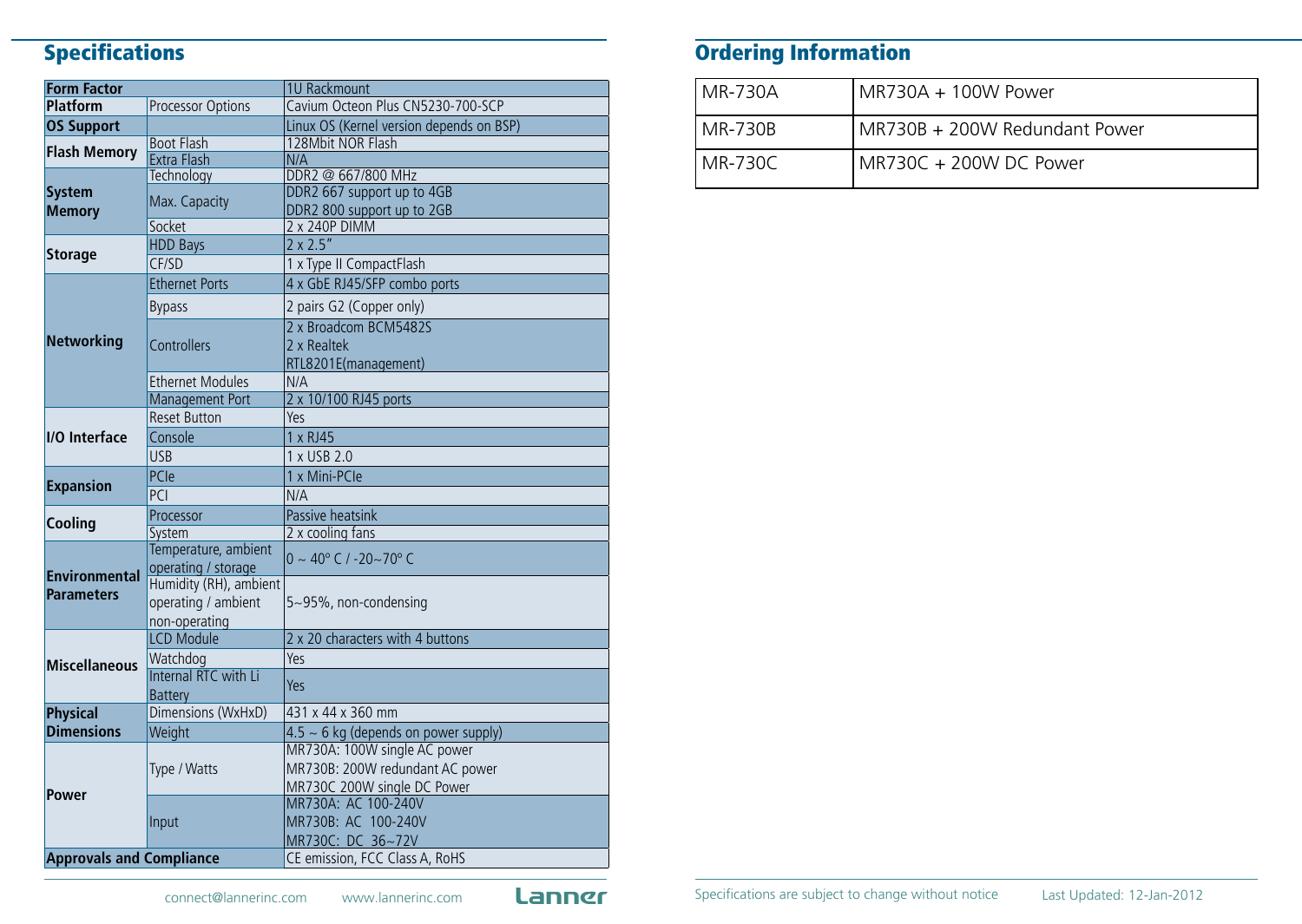## Specifications

| | | |
|---|---|---|
| **Form Factor** | | 1U Rackmount |
| **Platform** | Processor Options | Cavium Octeon Plus CN5230-700-SCP |
| **OS Support** | | Linux OS (Kernel version depends on BSP) |
| **Flash Memory** | Boot Flash | 128Mbit NOR Flash |
| | Extra Flash | N/A |
| **System Memory** | Technology | DDR2 @ 667/800 MHz |
| | Max. Capacity | DDR2 667 support up to 4GB<br>DDR2 800 support up to 2GB |
| | Socket | 2 x 240P DIMM |
| **Storage** | HDD Bays | 2 x 2.5" |
| | CF/SD | 1 x Type II CompactFlash |
| **Networking** | Ethernet Ports | 4 x GbE RJ45/SFP combo ports |
| | Bypass | 2 pairs G2 (Copper only) |
| | Controllers | 2 x Broadcom BCM5482S<br>2 x Realtek<br>RTL8201E(management) |
| | Ethernet Modules | N/A |
| | Management Port | 2 x 10/100 RJ45 ports |
| **I/O Interface** | Reset Button | Yes |
| | Console | 1 x RJ45 |
| | USB | 1 x USB 2.0 |
| **Expansion** | PCIe | 1 x Mini-PCIe |
| | PCI | N/A |
| **Cooling** | Processor | Passive heatsink |
| | System | 2 x cooling fans |
| **Environmental Parameters** | Temperature, ambient operating / storage | 0 ~ 40º C / -20~70º C |
| | Humidity (RH), ambient operating / ambient non-operating | 5~95%, non-condensing |
| **Miscellaneous** | LCD Module | 2 x 20 characters with 4 buttons |
| | Watchdog | Yes |
| | Internal RTC with Li Battery | Yes |
| **Physical Dimensions** | Dimensions (WxHxD) | 431 x 44 x 360 mm |
| | Weight | 4.5 ~ 6 kg (depends on power supply) |
| **Power** | Type / Watts | MR730A: 100W single AC power<br>MR730B: 200W redundant AC power<br>MR730C 200W single DC Power |
| | Input | MR730A: AC 100-240V<br>MR730B: AC 100-240V<br>MR730C: DC 36~72V |
| **Approvals and Compliance** | | CE emission, FCC Class A, RoHS |

## Ordering Information

| | |
|---|---|
| MR-730A | MR730A + 100W Power |
| MR-730B | MR730B + 200W Redundant Power |
| MR-730C | MR730C + 200W DC Power |

connect@lannerinc.com www.lannerinc.com Lanner

Specifications are subject to change without notice Last Updated: 12-Jan-2012